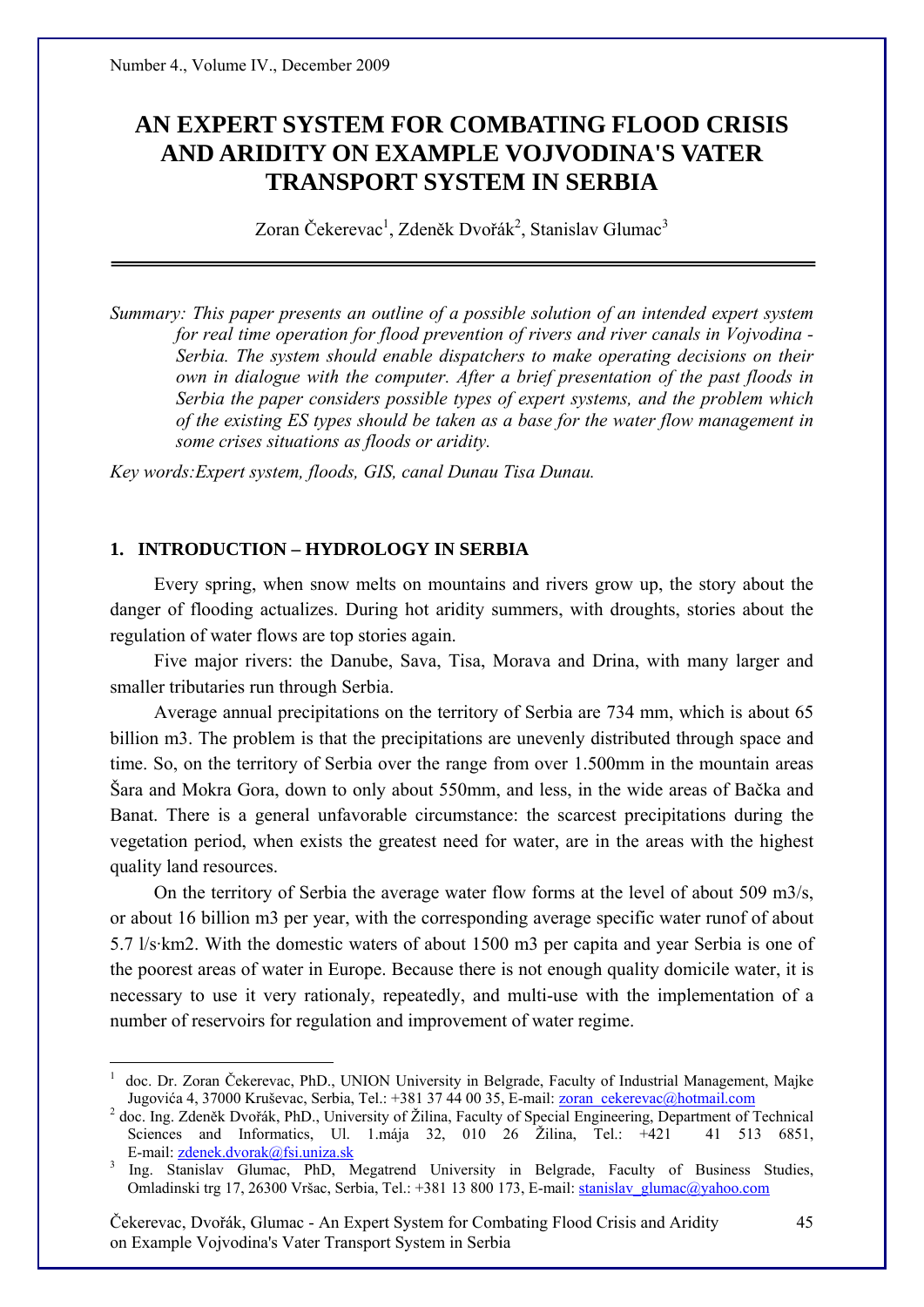# AN EXPERT SYSTEM FOR COMBATING FLOOD CRISIS AND ARIDITY ON EXAMPLE VOJVODINA'S VATER TRANSPORT SYSTEM IN SERBIA

Zoran Čekerevac[1], Zdeněk Dvořák[2], Stanislav Glumac[3]

---

*Summary: This paper presents an outline of a possible solution of an intended expert system for real time operation for flood prevention of rivers and river canals in Vojvodina - Serbia. The system should enable dispatchers to make operating decisions on their own in dialogue with the computer. After a brief presentation of the past floods in Serbia the paper considers possible types of expert systems, and the problem which of the existing ES types should be taken as a base for the water flow management in some crises situations as floods or aridity.*

*Key words:Expert system, floods, GIS, canal Dunau Tisa Dunau.*

## 1. INTRODUCTION – HYDROLOGY IN SERBIA

Every spring, when snow melts on mountains and rivers grow up, the story about the danger of flooding actualizes. During hot aridity summers, with droughts, stories about the regulation of water flows are top stories again.

Five major rivers: the Danube, Sava, Tisa, Morava and Drina, with many larger and smaller tributaries run through Serbia.

Average annual precipitations on the territory of Serbia are 734 mm, which is about 65 billion m3. The problem is that the precipitations are unevenly distributed through space and time. So, on the territory of Serbia over the range from over 1.500mm in the mountain areas Šara and Mokra Gora, down to only about 550mm, and less, in the wide areas of Bačka and Banat. There is a general unfavorable circumstance: the scarcest precipitations during the vegetation period, when exists the greatest need for water, are in the areas with the highest quality land resources.

On the territory of Serbia the average water flow forms at the level of about 509 m3/s, or about 16 billion m3 per year, with the corresponding average specific water runof of about 5.7 l/s·km2. With the domestic waters of about 1500 m3 per capita and year Serbia is one of the poorest areas of water in Europe. Because there is not enough quality domicile water, it is necessary to use it very rationaly, repeatedly, and multi-use with the implementation of a number of reservoirs for regulation and improvement of water regime.

---

[1] doc. Dr. Zoran Čekerevac, PhD., UNION University in Belgrade, Faculty of Industrial Management, Majke Jugovića 4, 37000 Kruševac, Serbia, Tel.: +381 37 44 00 35, E-mail: zoran_cekerevac@hotmail.com

[2] doc. Ing. Zdeněk Dvořák, PhD., University of Žilina, Faculty of Special Engineering, Department of Technical Sciences and Informatics, Ul. 1.mája 32, 010 26 Žilina, Tel.: +421 41 513 6851, E-mail: zdenek.dvorak@fsi.uniza.sk

[3] Ing. Stanislav Glumac, PhD, Megatrend University in Belgrade, Faculty of Business Studies, Omladinski trg 17, 26300 Vršac, Serbia, Tel.: +381 13 800 173, E-mail: stanislav_glumac@yahoo.com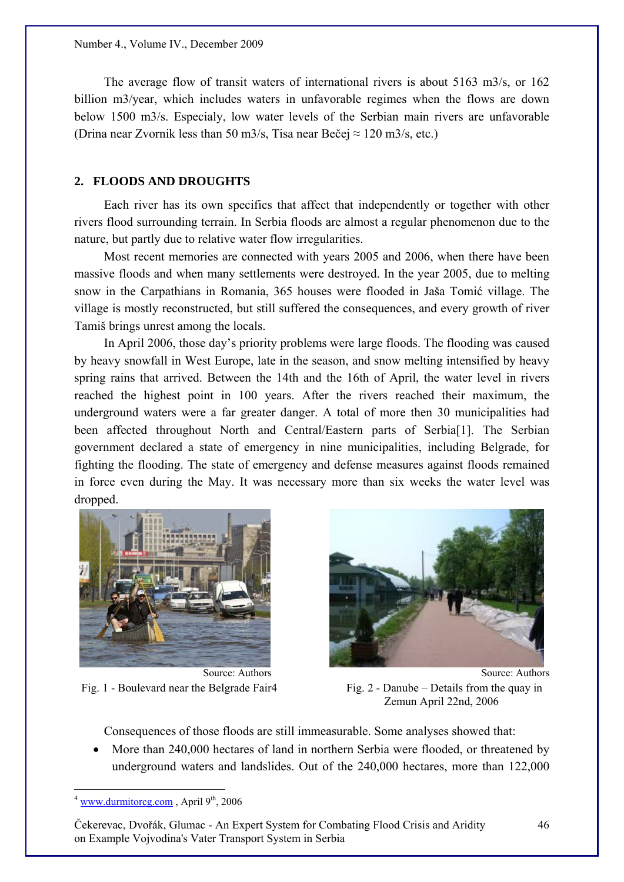The average flow of transit waters of international rivers is about 5163 m3/s, or 162 billion m3/year, which includes waters in unfavorable regimes when the flows are down below 1500 m3/s. Especialy, low water levels of the Serbian main rivers are unfavorable (Drina near Zvornik less than 50 m3/s, Tisa near Bečej ≈ 120 m3/s, etc.)

## 2. FLOODS AND DROUGHTS

Each river has its own specifics that affect that independently or together with other rivers flood surrounding terrain. In Serbia floods are almost a regular phenomenon due to the nature, but partly due to relative water flow irregularities.

Most recent memories are connected with years 2005 and 2006, when there have been massive floods and when many settlements were destroyed. In the year 2005, due to melting snow in the Carpathians in Romania, 365 houses were flooded in Jaša Tomić village. The village is mostly reconstructed, but still suffered the consequences, and every growth of river Tamiš brings unrest among the locals.

In April 2006, those day's priority problems were large floods. The flooding was caused by heavy snowfall in West Europe, late in the season, and snow melting intensified by heavy spring rains that arrived. Between the 14th and the 16th of April, the water level in rivers reached the highest point in 100 years. After the rivers reached their maximum, the underground waters were a far greater danger. A total of more then 30 municipalities had been affected throughout North and Central/Eastern parts of Serbia[1]. The Serbian government declared a state of emergency in nine municipalities, including Belgrade, for fighting the flooding. The state of emergency and defense measures against floods remained in force even during the May. It was necessary more than six weeks the water level was dropped.

Source: Authors

Fig. 1 - Boulevard near the Belgrade Fair[4]

Source: Authors

Fig. 2 - Danube – Details from the quay in Zemun April 22nd, 2006

Consequences of those floods are still immeasurable. Some analyses showed that:

- More than 240,000 hectares of land in northern Serbia were flooded, or threatened by underground waters and landslides. Out of the 240,000 hectares, more than 122,000

---

[4] www.durmitorcg.com , April 9th, 2006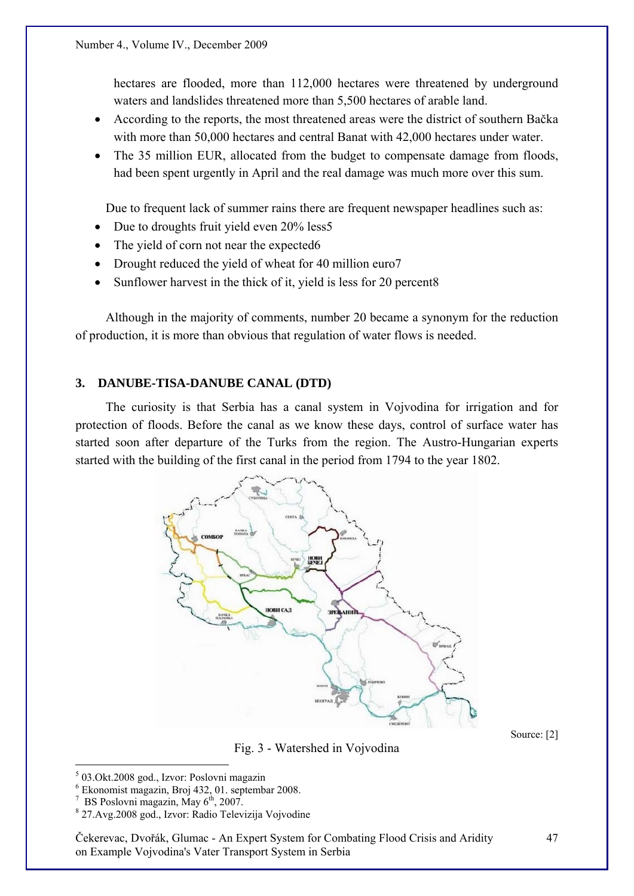hectares are flooded, more than 112,000 hectares were threatened by underground waters and landslides threatened more than 5,500 hectares of arable land.

- According to the reports, the most threatened areas were the district of southern Bačka with more than 50,000 hectares and central Banat with 42,000 hectares under water.
- The 35 million EUR, allocated from the budget to compensate damage from floods, had been spent urgently in April and the real damage was much more over this sum.

Due to frequent lack of summer rains there are frequent newspaper headlines such as:

- Due to droughts fruit yield even 20% less[5]
- The yield of corn not near the expected[6]
- Drought reduced the yield of wheat for 40 million euro[7]
- Sunflower harvest in the thick of it, yield is less for 20 percent[8]

Although in the majority of comments, number 20 became a synonym for the reduction of production, it is more than obvious that regulation of water flows is needed.

## 3. DANUBE-TISA-DANUBE CANAL (DTD)

The curiosity is that Serbia has a canal system in Vojvodina for irrigation and for protection of floods. Before the canal as we know these days, control of surface water has started soon after departure of the Turks from the region. The Austro-Hungarian experts started with the building of the first canal in the period from 1794 to the year 1802.

Source: [2]

Fig. 3 - Watershed in Vojvodina

[5] 03.Okt.2008 god., Izvor: Poslovni magazin

[6] Ekonomist magazin, Broj 432, 01. septembar 2008.

[7] BS Poslovni magazin, May 6th, 2007.

[8] 27.Avg.2008 god., Izvor: Radio Televizija Vojvodine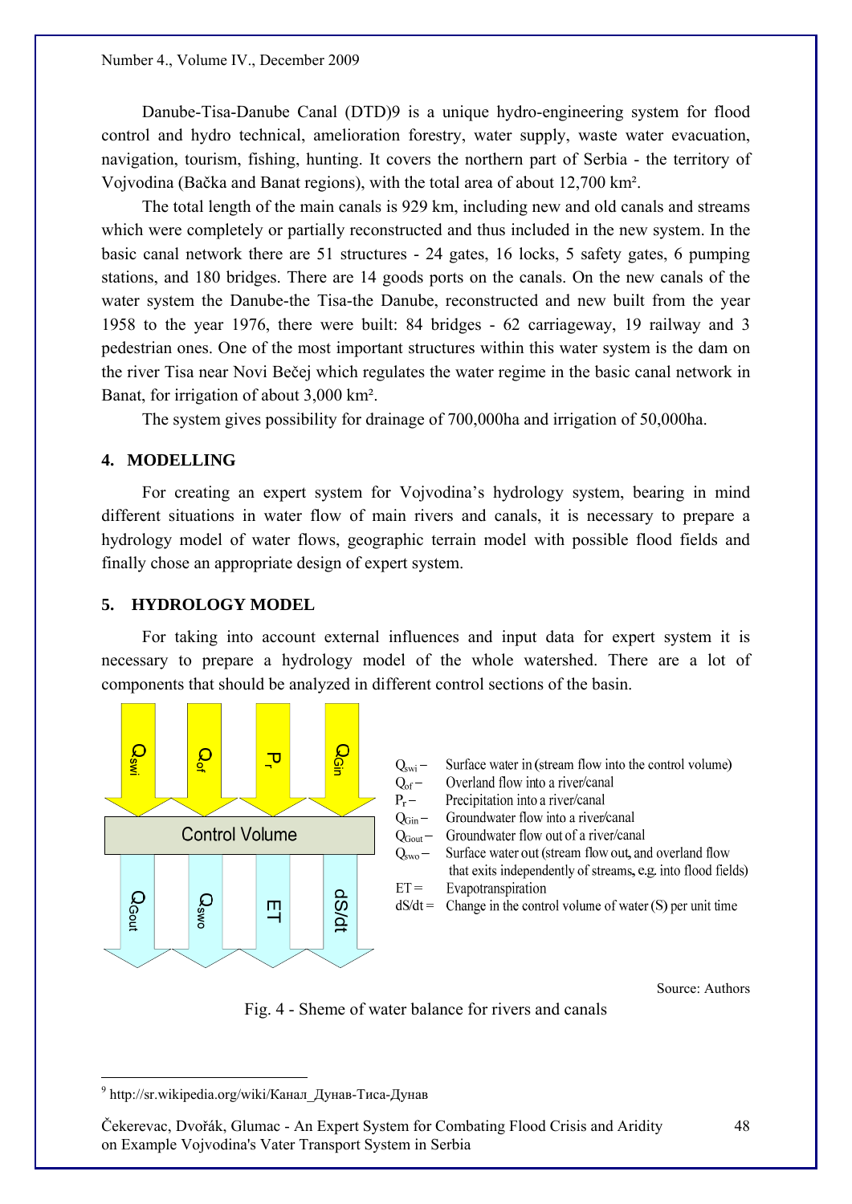Danube-Tisa-Danube Canal (DTD)[9] is a unique hydro-engineering system for flood control and hydro technical, amelioration forestry, water supply, waste water evacuation, navigation, tourism, fishing, hunting. It covers the northern part of Serbia - the territory of Vojvodina (Bačka and Banat regions), with the total area of about 12,700 km².

The total length of the main canals is 929 km, including new and old canals and streams which were completely or partially reconstructed and thus included in the new system. In the basic canal network there are 51 structures - 24 gates, 16 locks, 5 safety gates, 6 pumping stations, and 180 bridges. There are 14 goods ports on the canals. On the new canals of the water system the Danube-the Tisa-the Danube, reconstructed and new built from the year 1958 to the year 1976, there were built: 84 bridges - 62 carriageway, 19 railway and 3 pedestrian ones. One of the most important structures within this water system is the dam on the river Tisa near Novi Bečej which regulates the water regime in the basic canal network in Banat, for irrigation of about 3,000 km².

The system gives possibility for drainage of 700,000ha and irrigation of 50,000ha.

## 4. MODELLING

For creating an expert system for Vojvodina's hydrology system, bearing in mind different situations in water flow of main rivers and canals, it is necessary to prepare a hydrology model of water flows, geographic terrain model with possible flood fields and finally chose an appropriate design of expert system.

## 5. HYDROLOGY MODEL

For taking into account external influences and input data for expert system it is necessary to prepare a hydrology model of the whole watershed. There are a lot of components that should be analyzed in different control sections of the basin.

Inflows (into the Control Volume): $Q_{swi}$, $Q_{of}$, $P_r$, $Q_{Gin}$

Control Volume

Outflows (from the Control Volume): $Q_{Gout}$, $Q_{swo}$, $ET$, $dS/dt$

- $Q_{swi}$ – Surface water in (stream flow into the control volume)
- $Q_{of}$ – Overland flow into a river/canal
- $P_r$ – Precipitation into a river/canal
- $Q_{Gin}$ – Groundwater flow into a river/canal
- $Q_{Gout}$ – Groundwater flow out of a river/canal
- $Q_{swo}$ – Surface water out (stream flow out, and overland flow that exits independently of streams, e.g. into flood fields)
- $ET$ = Evapotranspiration
- $dS/dt$ = Change in the control volume of water (S) per unit time

Source: Authors

Fig. 4 - Sheme of water balance for rivers and canals

[9] http://sr.wikipedia.org/wiki/Канал_Дунав-Тиса-Дунав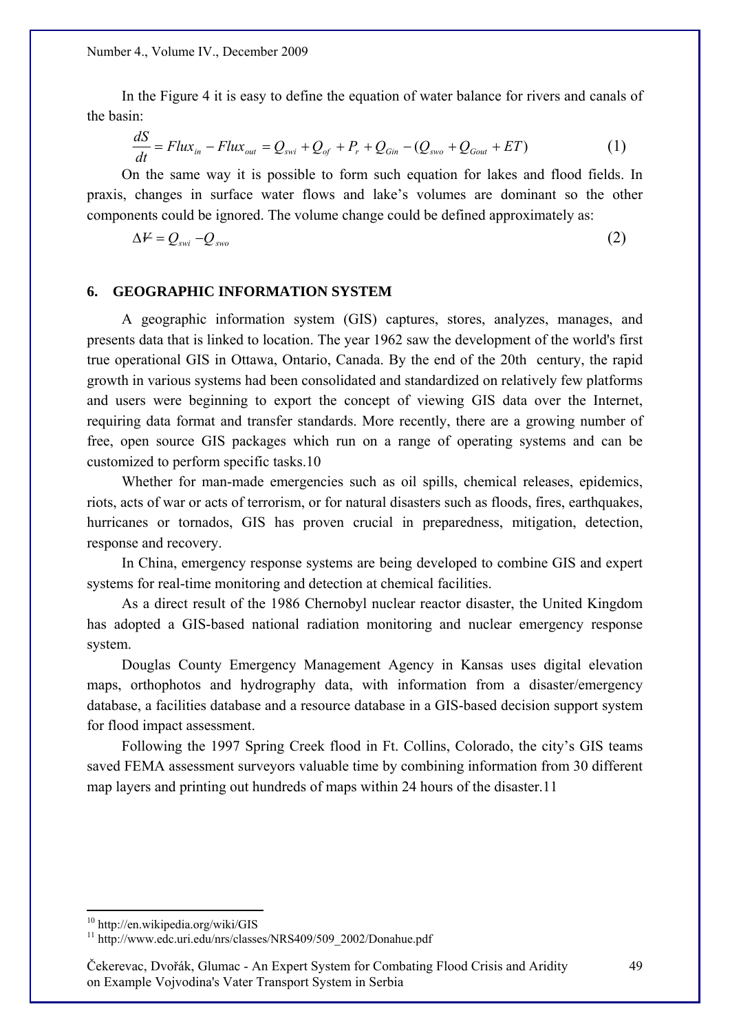In the Figure 4 it is easy to define the equation of water balance for rivers and canals of the basin:

$$\frac{dS}{dt} = Flux_{in} - Flux_{out} = Q_{swi} + Q_{of} + P_r + Q_{Gin} - (Q_{swo} + Q_{Gout} + ET) \tag{1}$$

On the same way it is possible to form such equation for lakes and flood fields. In praxis, changes in surface water flows and lake's volumes are dominant so the other components could be ignored. The volume change could be defined approximately as:

$$\Delta V = Q_{swi} - Q_{swo} \tag{2}$$

## 6. GEOGRAPHIC INFORMATION SYSTEM

A geographic information system (GIS) captures, stores, analyzes, manages, and presents data that is linked to location. The year 1962 saw the development of the world's first true operational GIS in Ottawa, Ontario, Canada. By the end of the 20th century, the rapid growth in various systems had been consolidated and standardized on relatively few platforms and users were beginning to export the concept of viewing GIS data over the Internet, requiring data format and transfer standards. More recently, there are a growing number of free, open source GIS packages which run on a range of operating systems and can be customized to perform specific tasks.[10]

Whether for man-made emergencies such as oil spills, chemical releases, epidemics, riots, acts of war or acts of terrorism, or for natural disasters such as floods, fires, earthquakes, hurricanes or tornados, GIS has proven crucial in preparedness, mitigation, detection, response and recovery.

In China, emergency response systems are being developed to combine GIS and expert systems for real-time monitoring and detection at chemical facilities.

As a direct result of the 1986 Chernobyl nuclear reactor disaster, the United Kingdom has adopted a GIS-based national radiation monitoring and nuclear emergency response system.

Douglas County Emergency Management Agency in Kansas uses digital elevation maps, orthophotos and hydrography data, with information from a disaster/emergency database, a facilities database and a resource database in a GIS-based decision support system for flood impact assessment.

Following the 1997 Spring Creek flood in Ft. Collins, Colorado, the city's GIS teams saved FEMA assessment surveyors valuable time by combining information from 30 different map layers and printing out hundreds of maps within 24 hours of the disaster.[11]

---

[10] http://en.wikipedia.org/wiki/GIS

[11] http://www.edc.uri.edu/nrs/classes/NRS409/509_2002/Donahue.pdf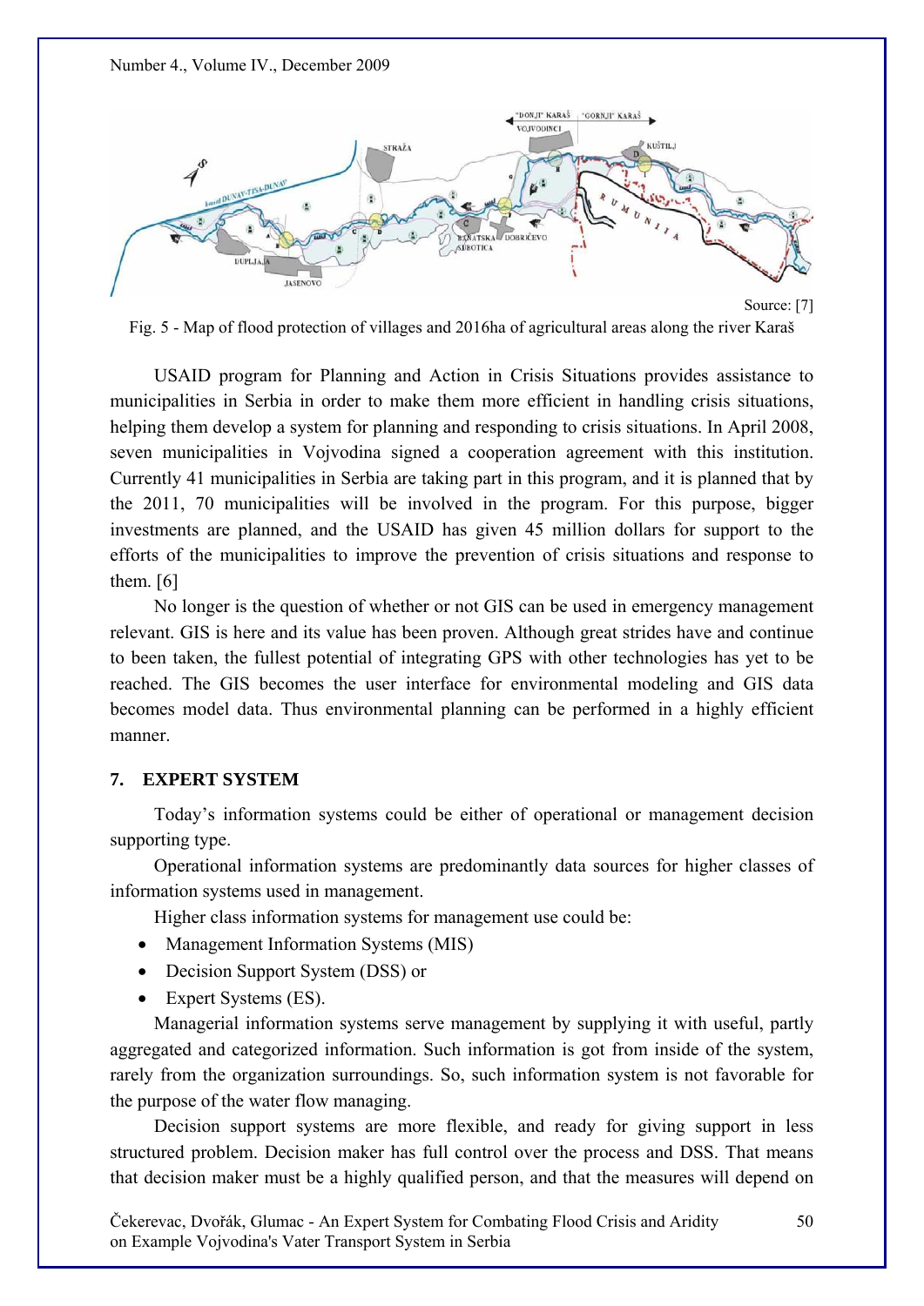Source: [7]

Fig. 5 - Map of flood protection of villages and 2016ha of agricultural areas along the river Karaš

USAID program for Planning and Action in Crisis Situations provides assistance to municipalities in Serbia in order to make them more efficient in handling crisis situations, helping them develop a system for planning and responding to crisis situations. In April 2008, seven municipalities in Vojvodina signed a cooperation agreement with this institution. Currently 41 municipalities in Serbia are taking part in this program, and it is planned that by the 2011, 70 municipalities will be involved in the program. For this purpose, bigger investments are planned, and the USAID has given 45 million dollars for support to the efforts of the municipalities to improve the prevention of crisis situations and response to them. [6]

No longer is the question of whether or not GIS can be used in emergency management relevant. GIS is here and its value has been proven. Although great strides have and continue to been taken, the fullest potential of integrating GPS with other technologies has yet to be reached. The GIS becomes the user interface for environmental modeling and GIS data becomes model data. Thus environmental planning can be performed in a highly efficient manner.

## 7. EXPERT SYSTEM

Today's information systems could be either of operational or management decision supporting type.

Operational information systems are predominantly data sources for higher classes of information systems used in management.

Higher class information systems for management use could be:

- Management Information Systems (MIS)
- Decision Support System (DSS) or
- Expert Systems (ES).

Managerial information systems serve management by supplying it with useful, partly aggregated and categorized information. Such information is got from inside of the system, rarely from the organization surroundings. So, such information system is not favorable for the purpose of the water flow managing.

Decision support systems are more flexible, and ready for giving support in less structured problem. Decision maker has full control over the process and DSS. That means that decision maker must be a highly qualified person, and that the measures will depend on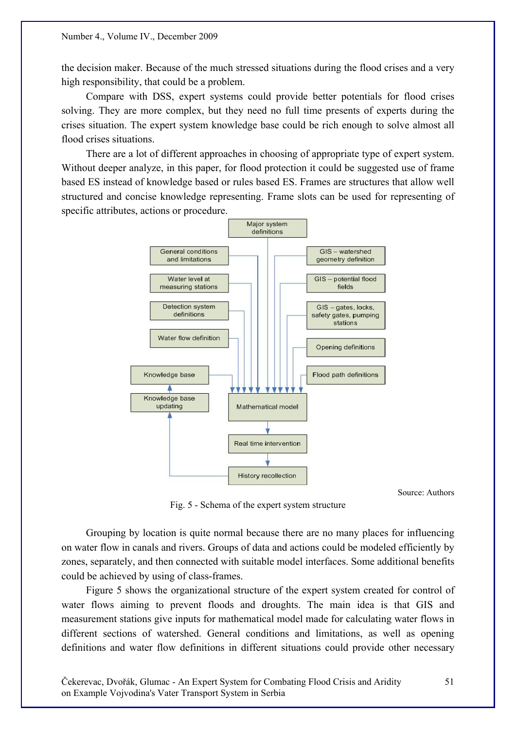the decision maker. Because of the much stressed situations during the flood crises and a very high responsibility, that could be a problem.

Compare with DSS, expert systems could provide better potentials for flood crises solving. They are more complex, but they need no full time presents of experts during the crises situation. The expert system knowledge base could be rich enough to solve almost all flood crises situations.

There are a lot of different approaches in choosing of appropriate type of expert system. Without deeper analyze, in this paper, for flood protection it could be suggested use of frame based ES instead of knowledge based or rules based ES. Frames are structures that allow well structured and concise knowledge representing. Frame slots can be used for representing of specific attributes, actions or procedure.

Source: Authors

Fig. 5 - Schema of the expert system structure

Grouping by location is quite normal because there are no many places for influencing on water flow in canals and rivers. Groups of data and actions could be modeled efficiently by zones, separately, and then connected with suitable model interfaces. Some additional benefits could be achieved by using of class-frames.

Figure 5 shows the organizational structure of the expert system created for control of water flows aiming to prevent floods and droughts. The main idea is that GIS and measurement stations give inputs for mathematical model made for calculating water flows in different sections of watershed. General conditions and limitations, as well as opening definitions and water flow definitions in different situations could provide other necessary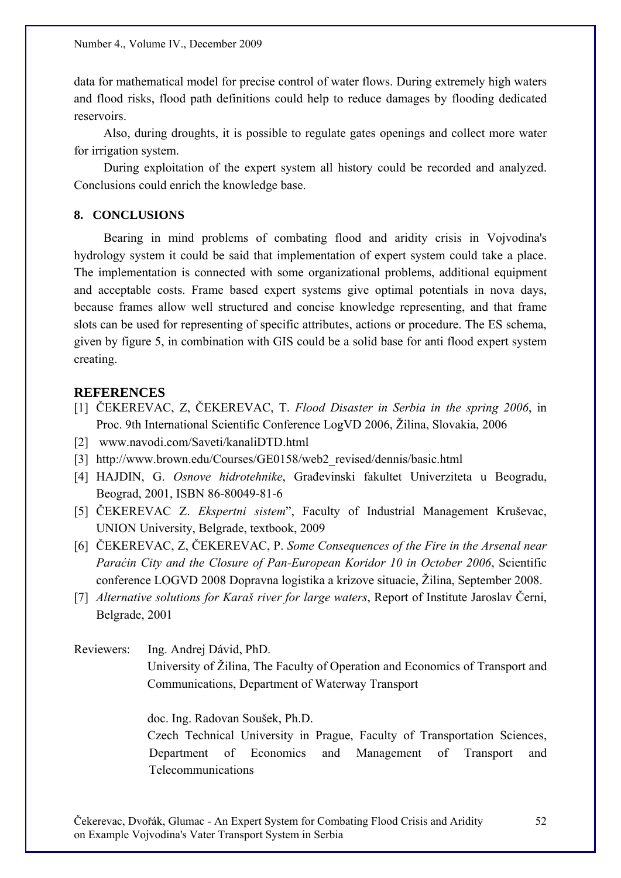data for mathematical model for precise control of water flows. During extremely high waters and flood risks, flood path definitions could help to reduce damages by flooding dedicated reservoirs.

Also, during droughts, it is possible to regulate gates openings and collect more water for irrigation system.

During exploitation of the expert system all history could be recorded and analyzed. Conclusions could enrich the knowledge base.

## 8. CONCLUSIONS

Bearing in mind problems of combating flood and aridity crisis in Vojvodina's hydrology system it could be said that implementation of expert system could take a place. The implementation is connected with some organizational problems, additional equipment and acceptable costs. Frame based expert systems give optimal potentials in nova days, because frames allow well structured and concise knowledge representing, and that frame slots can be used for representing of specific attributes, actions or procedure. The ES schema, given by figure 5, in combination with GIS could be a solid base for anti flood expert system creating.

## REFERENCES

[1] ČEKEREVAC, Z, ČEKEREVAC, T. *Flood Disaster in Serbia in the spring 2006*, in Proc. 9th International Scientific Conference LogVD 2006, Žilina, Slovakia, 2006

[2] www.navodi.com/Saveti/kanaliDTD.html

[3] http://www.brown.edu/Courses/GE0158/web2_revised/dennis/basic.html

[4] HAJDIN, G. *Osnove hidrotehnike*, Građevinski fakultet Univerziteta u Beogradu, Beograd, 2001, ISBN 86-80049-81-6

[5] ČEKEREVAC Z. *Ekspertni sistem*", Faculty of Industrial Management Kruševac, UNION University, Belgrade, textbook, 2009

[6] ČEKEREVAC, Z, ČEKEREVAC, P. *Some Consequences of the Fire in the Arsenal near Paraćin City and the Closure of Pan-European Koridor 10 in October 2006*, Scientific conference LOGVD 2008 Dopravna logistika a krizove situacie, Žilina, September 2008.

[7] *Alternative solutions for Karaš river for large waters*, Report of Institute Jaroslav Černi, Belgrade, 2001

Reviewers: Ing. Andrej Dávid, PhD.
University of Žilina, The Faculty of Operation and Economics of Transport and Communications, Department of Waterway Transport

doc. Ing. Radovan Soušek, Ph.D.
Czech Technical University in Prague, Faculty of Transportation Sciences, Department of Economics and Management of Transport and Telecommunications